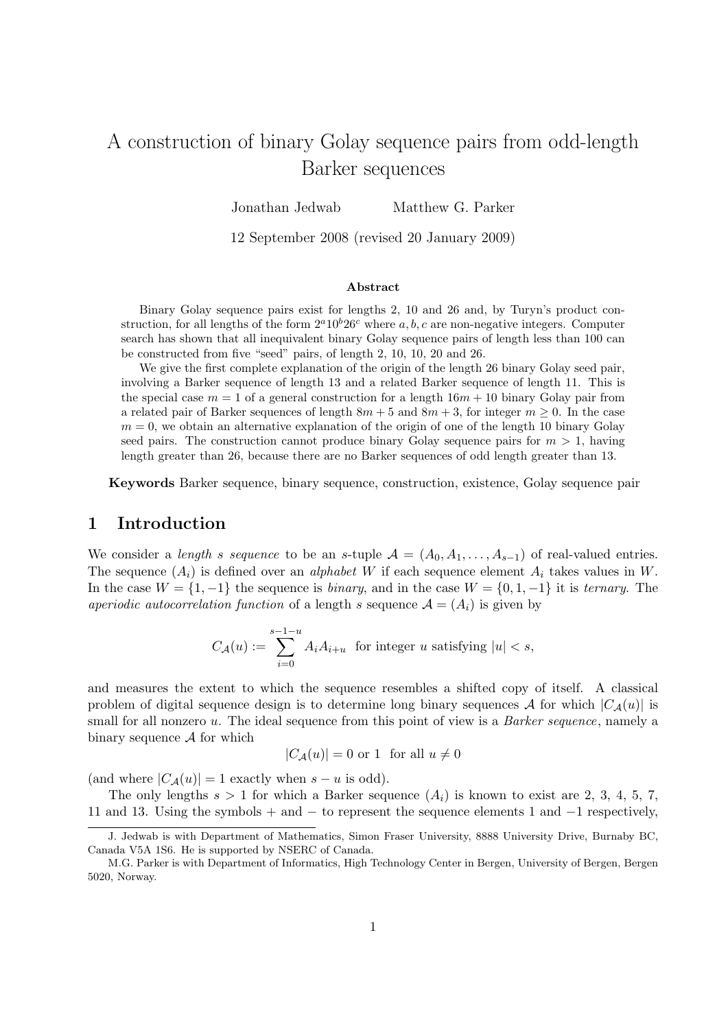# A construction of binary Golay sequence pairs from odd-length Barker sequences

Jonathan Jedwab  Matthew G. Parker

12 September 2008 (revised 20 January 2009)

### Abstract

Binary Golay sequence pairs exist for lengths 2, 10 and 26 and, by Turyn's product construction, for all lengths of the form $2^a 10^b 26^c$ where $a, b, c$ are non-negative integers. Computer search has shown that all inequivalent binary Golay sequence pairs of length less than 100 can be constructed from five "seed" pairs, of length 2, 10, 10, 20 and 26.

We give the first complete explanation of the origin of the length 26 binary Golay seed pair, involving a Barker sequence of length 13 and a related Barker sequence of length 11. This is the special case $m = 1$ of a general construction for a length $16m + 10$ binary Golay pair from a related pair of Barker sequences of length $8m + 5$ and $8m + 3$, for integer $m \geq 0$. In the case $m = 0$, we obtain an alternative explanation of the origin of one of the length 10 binary Golay seed pairs. The construction cannot produce binary Golay sequence pairs for $m > 1$, having length greater than 26, because there are no Barker sequences of odd length greater than 13.

**Keywords** Barker sequence, binary sequence, construction, existence, Golay sequence pair

## 1 Introduction

We consider a *length s sequence* to be an $s$-tuple $\mathcal{A} = (A_0, A_1, \ldots, A_{s-1})$ of real-valued entries. The sequence $(A_i)$ is defined over an *alphabet* $W$ if each sequence element $A_i$ takes values in $W$. In the case $W = \{1, -1\}$ the sequence is *binary*, and in the case $W = \{0, 1, -1\}$ it is *ternary*. The *aperiodic autocorrelation function* of a length $s$ sequence $\mathcal{A} = (A_i)$ is given by

$$C_{\mathcal{A}}(u) := \sum_{i=0}^{s-1-u} A_i A_{i+u} \quad \text{for integer } u \text{ satisfying } |u| < s,$$

and measures the extent to which the sequence resembles a shifted copy of itself. A classical problem of digital sequence design is to determine long binary sequences $\mathcal{A}$ for which $|C_{\mathcal{A}}(u)|$ is small for all nonzero $u$. The ideal sequence from this point of view is a *Barker sequence*, namely a binary sequence $\mathcal{A}$ for which

$$|C_{\mathcal{A}}(u)| = 0 \text{ or } 1 \quad \text{for all } u \neq 0$$

(and where $|C_{\mathcal{A}}(u)| = 1$ exactly when $s - u$ is odd).

The only lengths $s > 1$ for which a Barker sequence $(A_i)$ is known to exist are 2, 3, 4, 5, 7, 11 and 13. Using the symbols $+$ and $-$ to represent the sequence elements 1 and $-1$ respectively,

J. Jedwab is with Department of Mathematics, Simon Fraser University, 8888 University Drive, Burnaby BC, Canada V5A 1S6. He is supported by NSERC of Canada.

M.G. Parker is with Department of Informatics, High Technology Center in Bergen, University of Bergen, Bergen 5020, Norway.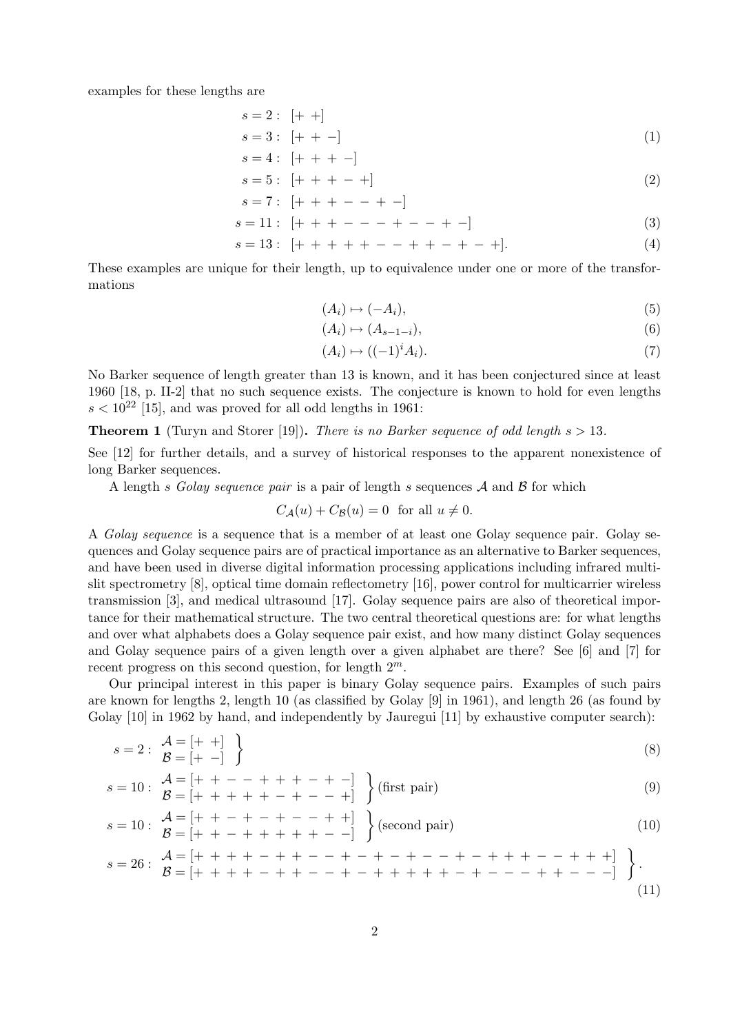examples for these lengths are

$$
\begin{aligned}
s = 2: &\quad [+\ +] \\
s = 3: &\quad [+\ +\ -] \qquad (1)\\
s = 4: &\quad [+\ +\ +\ -] \\
s = 5: &\quad [+\ +\ +\ -\ +] \qquad (2)\\
s = 7: &\quad [+\ +\ +\ -\ -\ +\ -] \\
s = 11: &\quad [+\ +\ +\ -\ -\ -\ +\ -\ -\ +\ -] \qquad (3)\\
s = 13: &\quad [+\ +\ +\ +\ +\ -\ -\ +\ +\ -\ +\ -\ +]. \qquad (4)
\end{aligned}
$$

These examples are unique for their length, up to equivalence under one or more of the transformations

$$(A_i) \mapsto (-A_i), \tag{5}$$

$$(A_i) \mapsto (A_{s-1-i}), \tag{6}$$

$$(A_i) \mapsto ((-1)^i A_i). \tag{7}$$

No Barker sequence of length greater than 13 is known, and it has been conjectured since at least 1960 [18, p. II-2] that no such sequence exists. The conjecture is known to hold for even lengths $s < 10^{22}$ [15], and was proved for all odd lengths in 1961:

**Theorem 1** (Turyn and Storer [19])**.** *There is no Barker sequence of odd length $s > 13$.*

See [12] for further details, and a survey of historical responses to the apparent nonexistence of long Barker sequences.

A length $s$ *Golay sequence pair* is a pair of length $s$ sequences $\mathcal{A}$ and $\mathcal{B}$ for which

$$C_{\mathcal{A}}(u) + C_{\mathcal{B}}(u) = 0 \quad \text{for all } u \neq 0.$$

A *Golay sequence* is a sequence that is a member of at least one Golay sequence pair. Golay sequences and Golay sequence pairs are of practical importance as an alternative to Barker sequences, and have been used in diverse digital information processing applications including infrared multislit spectrometry [8], optical time domain reflectometry [16], power control for multicarrier wireless transmission [3], and medical ultrasound [17]. Golay sequence pairs are also of theoretical importance for their mathematical structure. The two central theoretical questions are: for what lengths and over what alphabets does a Golay sequence pair exist, and how many distinct Golay sequences and Golay sequence pairs of a given length over a given alphabet are there? See [6] and [7] for recent progress on this second question, for length $2^m$.

Our principal interest in this paper is binary Golay sequence pairs. Examples of such pairs are known for lengths 2, length 10 (as classified by Golay [9] in 1961), and length 26 (as found by Golay [10] in 1962 by hand, and independently by Jauregui [11] by exhaustive computer search):

$$s = 2: \begin{array}{l} \mathcal{A} = [+\ +] \\ \mathcal{B} = [+\ -] \end{array} \Big\} \tag{8}$$

$$s = 10: \begin{array}{l} \mathcal{A} = [+\ +\ -\ -\ +\ +\ +\ -\ +\ -] \\ \mathcal{B} = [+\ +\ +\ +\ +\ -\ +\ -\ -\ +] \end{array} \Big\} \text{(first pair)} \tag{9}$$

$$s = 10: \begin{array}{l} \mathcal{A} = [+\ +\ -\ +\ -\ +\ -\ -\ +\ +] \\ \mathcal{B} = [+\ +\ -\ +\ +\ +\ +\ +\ -\ -] \end{array} \Big\} \text{(second pair)} \tag{10}$$

$$s = 26: \begin{array}{l} \mathcal{A} = [+\ +\ +\ +\ -\ +\ +\ -\ -\ +\ -\ +\ -\ +\ -\ -\ +\ -\ +\ +\ +\ -\ -\ +\ +\ +] \\ \mathcal{B} = [+\ +\ +\ +\ -\ +\ +\ -\ -\ +\ -\ +\ +\ +\ +\ +\ -\ +\ -\ -\ -\ +\ +\ -\ -\ -] \end{array} \Big\}. \tag{11}$$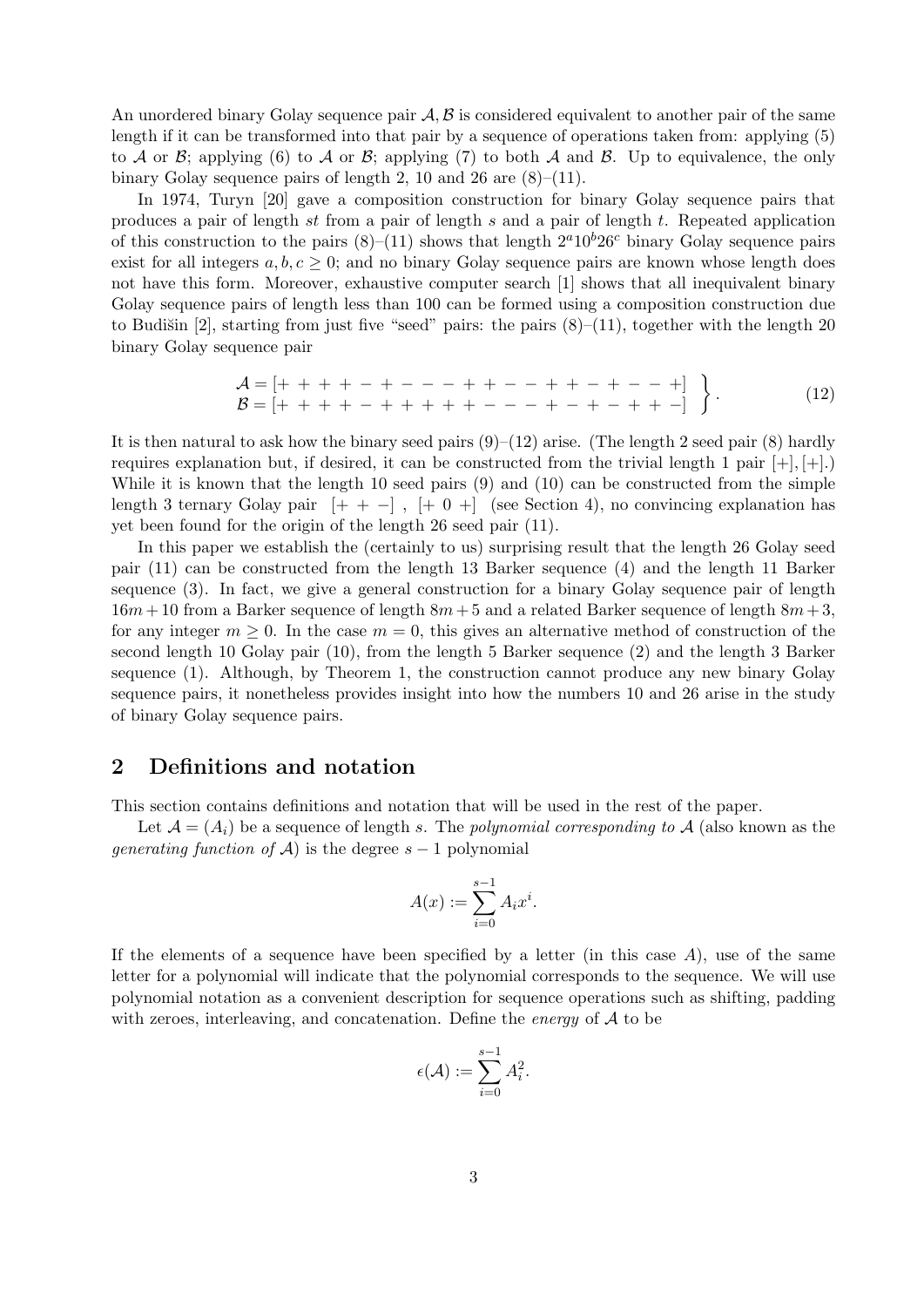An unordered binary Golay sequence pair $\mathcal{A}, \mathcal{B}$ is considered equivalent to another pair of the same length if it can be transformed into that pair by a sequence of operations taken from: applying (5) to $\mathcal{A}$ or $\mathcal{B}$; applying (6) to $\mathcal{A}$ or $\mathcal{B}$; applying (7) to both $\mathcal{A}$ and $\mathcal{B}$. Up to equivalence, the only binary Golay sequence pairs of length 2, 10 and 26 are (8)–(11).

In 1974, Turyn [20] gave a composition construction for binary Golay sequence pairs that produces a pair of length $st$ from a pair of length $s$ and a pair of length $t$. Repeated application of this construction to the pairs (8)–(11) shows that length $2^a 10^b 26^c$ binary Golay sequence pairs exist for all integers $a, b, c \geq 0$; and no binary Golay sequence pairs are known whose length does not have this form. Moreover, exhaustive computer search [1] shows that all inequivalent binary Golay sequence pairs of length less than 100 can be formed using a composition construction due to Budišin [2], starting from just five "seed" pairs: the pairs (8)–(11), together with the length 20 binary Golay sequence pair

$$\left.\begin{array}{l} \mathcal{A} = [+ + + + - + - - - + + - - + + - + - - +] \\ \mathcal{B} = [+ + + + - + + + + + + - - - + - + - + + -] \end{array}\right\}. \tag{12}$$

It is then natural to ask how the binary seed pairs (9)–(12) arise. (The length 2 seed pair (8) hardly requires explanation but, if desired, it can be constructed from the trivial length 1 pair $[+], [+]$.) While it is known that the length 10 seed pairs (9) and (10) can be constructed from the simple length 3 ternary Golay pair $[+ + -]$, $[+ \ 0 \ +]$ (see Section 4), no convincing explanation has yet been found for the origin of the length 26 seed pair (11).

In this paper we establish the (certainly to us) surprising result that the length 26 Golay seed pair (11) can be constructed from the length 13 Barker sequence (4) and the length 11 Barker sequence (3). In fact, we give a general construction for a binary Golay sequence pair of length $16m+10$ from a Barker sequence of length $8m+5$ and a related Barker sequence of length $8m+3$, for any integer $m \geq 0$. In the case $m = 0$, this gives an alternative method of construction of the second length 10 Golay pair (10), from the length 5 Barker sequence (2) and the length 3 Barker sequence (1). Although, by Theorem 1, the construction cannot produce any new binary Golay sequence pairs, it nonetheless provides insight into how the numbers 10 and 26 arise in the study of binary Golay sequence pairs.

## 2 Definitions and notation

This section contains definitions and notation that will be used in the rest of the paper.

Let $\mathcal{A} = (A_i)$ be a sequence of length $s$. The *polynomial corresponding to* $\mathcal{A}$ (also known as the *generating function of* $\mathcal{A}$) is the degree $s-1$ polynomial

$$A(x) := \sum_{i=0}^{s-1} A_i x^i.$$

If the elements of a sequence have been specified by a letter (in this case $A$), use of the same letter for a polynomial will indicate that the polynomial corresponds to the sequence. We will use polynomial notation as a convenient description for sequence operations such as shifting, padding with zeroes, interleaving, and concatenation. Define the *energy* of $\mathcal{A}$ to be

$$\epsilon(\mathcal{A}) := \sum_{i=0}^{s-1} A_i^2.$$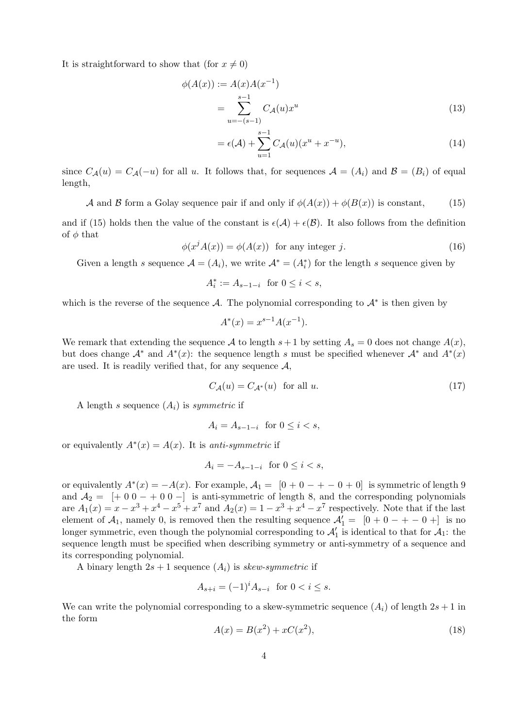It is straightforward to show that (for $x \neq 0$)

$$
\begin{aligned}
\phi(A(x)) &:= A(x)A(x^{-1}) \\
&= \sum_{u=-(s-1)}^{s-1} C_{\mathcal{A}}(u)x^u \qquad (13) \\
&= \epsilon(\mathcal{A}) + \sum_{u=1}^{s-1} C_{\mathcal{A}}(u)(x^u + x^{-u}), \qquad (14)
\end{aligned}
$$

since $C_{\mathcal{A}}(u) = C_{\mathcal{A}}(-u)$ for all $u$. It follows that, for sequences $\mathcal{A} = (A_i)$ and $\mathcal{B} = (B_i)$ of equal length,

$$
\mathcal{A} \text{ and } \mathcal{B} \text{ form a Golay sequence pair if and only if } \phi(A(x)) + \phi(B(x)) \text{ is constant,} \qquad (15)
$$

and if (15) holds then the value of the constant is $\epsilon(\mathcal{A}) + \epsilon(\mathcal{B})$. It also follows from the definition of $\phi$ that

$$
\phi(x^j A(x)) = \phi(A(x)) \text{ for any integer } j. \qquad (16)
$$

Given a length $s$ sequence $\mathcal{A} = (A_i)$, we write $\mathcal{A}^* = (A_i^*)$ for the length $s$ sequence given by

$$
A_i^* := A_{s-1-i} \text{ for } 0 \leq i < s,
$$

which is the reverse of the sequence $\mathcal{A}$. The polynomial corresponding to $\mathcal{A}^*$ is then given by

$$
A^*(x) = x^{s-1}A(x^{-1}).
$$

We remark that extending the sequence $\mathcal{A}$ to length $s+1$ by setting $A_s = 0$ does not change $A(x)$, but does change $\mathcal{A}^*$ and $A^*(x)$: the sequence length $s$ must be specified whenever $\mathcal{A}^*$ and $A^*(x)$ are used. It is readily verified that, for any sequence $\mathcal{A}$,

$$
C_{\mathcal{A}}(u) = C_{\mathcal{A}^*}(u) \text{ for all } u. \qquad (17)
$$

A length $s$ sequence $(A_i)$ is *symmetric* if

$$
A_i = A_{s-1-i} \text{ for } 0 \leq i < s,
$$

or equivalently $A^*(x) = A(x)$. It is *anti-symmetric* if

$$
A_i = -A_{s-1-i} \text{ for } 0 \leq i < s,
$$

or equivalently $A^*(x) = -A(x)$. For example, $\mathcal{A}_1 = [0 + 0 - + - 0 + 0]$ is symmetric of length 9 and $\mathcal{A}_2 = [+ 0 0 - + 0 0 -]$ is anti-symmetric of length 8, and the corresponding polynomials are $A_1(x) = x - x^3 + x^4 - x^5 + x^7$ and $A_2(x) = 1 - x^3 + x^4 - x^7$ respectively. Note that if the last element of $\mathcal{A}_1$, namely 0, is removed then the resulting sequence $\mathcal{A}_1' = [0 + 0 - + - 0 +]$ is no longer symmetric, even though the polynomial corresponding to $\mathcal{A}_1'$ is identical to that for $\mathcal{A}_1$: the sequence length must be specified when describing symmetry or anti-symmetry of a sequence and its corresponding polynomial.

A binary length $2s+1$ sequence $(A_i)$ is *skew-symmetric* if

$$
A_{s+i} = (-1)^i A_{s-i} \text{ for } 0 < i \leq s.
$$

We can write the polynomial corresponding to a skew-symmetric sequence $(A_i)$ of length $2s+1$ in the form

$$
A(x) = B(x^2) + xC(x^2), \qquad (18)
$$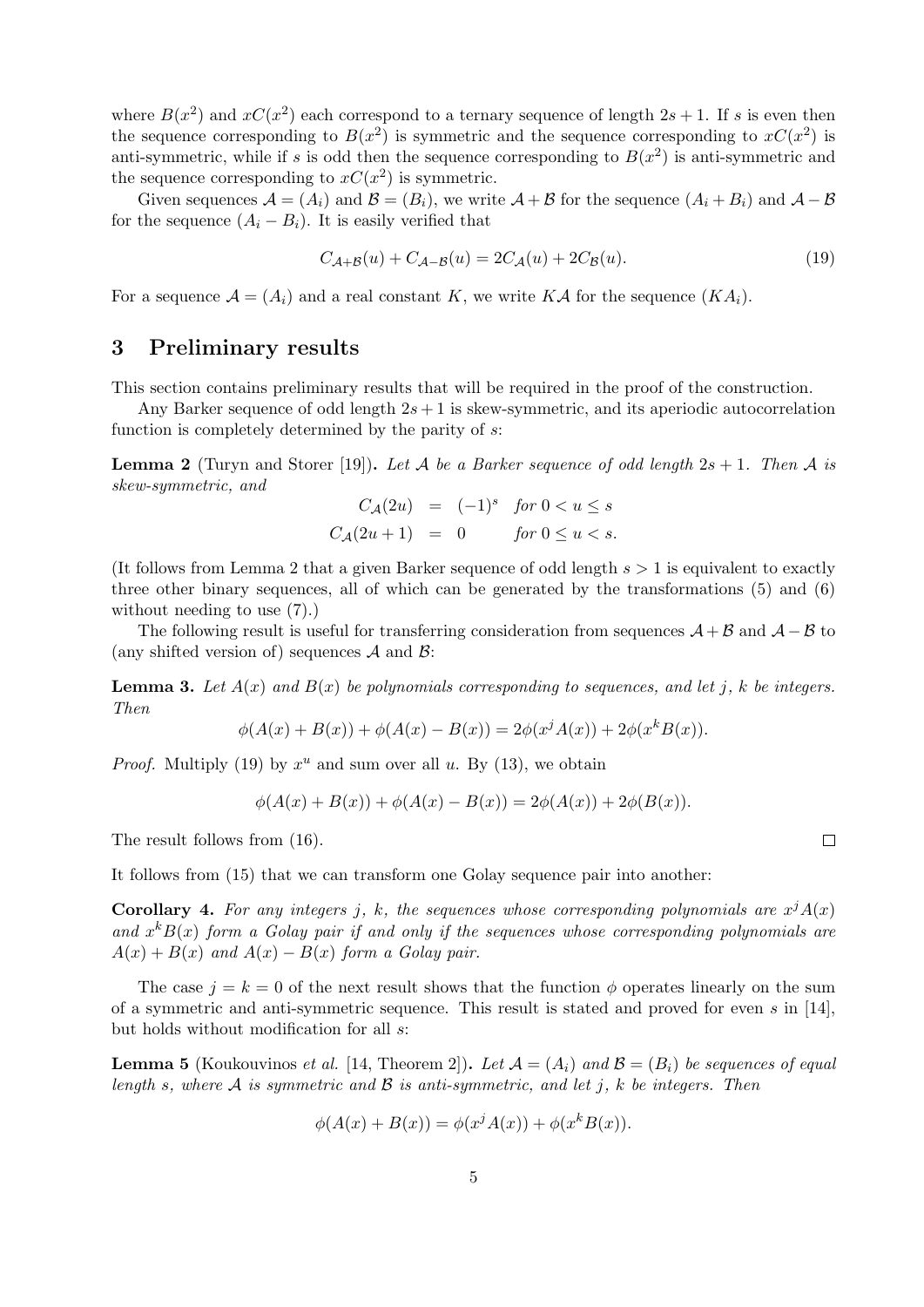where $B(x^2)$ and $xC(x^2)$ each correspond to a ternary sequence of length $2s+1$. If $s$ is even then the sequence corresponding to $B(x^2)$ is symmetric and the sequence corresponding to $xC(x^2)$ is anti-symmetric, while if $s$ is odd then the sequence corresponding to $B(x^2)$ is anti-symmetric and the sequence corresponding to $xC(x^2)$ is symmetric.

Given sequences $\mathcal{A} = (A_i)$ and $\mathcal{B} = (B_i)$, we write $\mathcal{A} + \mathcal{B}$ for the sequence $(A_i + B_i)$ and $\mathcal{A} - \mathcal{B}$ for the sequence $(A_i - B_i)$. It is easily verified that

$$C_{\mathcal{A}+\mathcal{B}}(u) + C_{\mathcal{A}-\mathcal{B}}(u) = 2C_{\mathcal{A}}(u) + 2C_{\mathcal{B}}(u). \tag{19}$$

For a sequence $\mathcal{A} = (A_i)$ and a real constant $K$, we write $K\mathcal{A}$ for the sequence $(KA_i)$.

## 3 Preliminary results

This section contains preliminary results that will be required in the proof of the construction.

Any Barker sequence of odd length $2s+1$ is skew-symmetric, and its aperiodic autocorrelation function is completely determined by the parity of $s$:

**Lemma 2** (Turyn and Storer [19])**.** *Let $\mathcal{A}$ be a Barker sequence of odd length $2s+1$. Then $\mathcal{A}$ is skew-symmetric, and*

$$\begin{aligned} C_{\mathcal{A}}(2u) &= (-1)^s \quad \text{for } 0 < u \le s \\ C_{\mathcal{A}}(2u+1) &= 0 \qquad\quad \text{for } 0 \le u < s. \end{aligned}$$

(It follows from Lemma 2 that a given Barker sequence of odd length $s > 1$ is equivalent to exactly three other binary sequences, all of which can be generated by the transformations (5) and (6) without needing to use (7).)

The following result is useful for transferring consideration from sequences $\mathcal{A} + \mathcal{B}$ and $\mathcal{A} - \mathcal{B}$ to (any shifted version of) sequences $\mathcal{A}$ and $\mathcal{B}$:

**Lemma 3.** *Let $A(x)$ and $B(x)$ be polynomials corresponding to sequences, and let $j$, $k$ be integers. Then*

$$\phi(A(x) + B(x)) + \phi(A(x) - B(x)) = 2\phi(x^j A(x)) + 2\phi(x^k B(x)).$$

*Proof.* Multiply (19) by $x^u$ and sum over all $u$. By (13), we obtain

$$\phi(A(x) + B(x)) + \phi(A(x) - B(x)) = 2\phi(A(x)) + 2\phi(B(x)).$$

The result follows from (16). □

It follows from (15) that we can transform one Golay sequence pair into another:

**Corollary 4.** *For any integers $j$, $k$, the sequences whose corresponding polynomials are $x^j A(x)$ and $x^k B(x)$ form a Golay pair if and only if the sequences whose corresponding polynomials are $A(x) + B(x)$ and $A(x) - B(x)$ form a Golay pair.*

The case $j = k = 0$ of the next result shows that the function $\phi$ operates linearly on the sum of a symmetric and anti-symmetric sequence. This result is stated and proved for even $s$ in [14], but holds without modification for all $s$:

**Lemma 5** (Koukouvinos *et al.* [14, Theorem 2])**.** *Let $\mathcal{A} = (A_i)$ and $\mathcal{B} = (B_i)$ be sequences of equal length $s$, where $\mathcal{A}$ is symmetric and $\mathcal{B}$ is anti-symmetric, and let $j$, $k$ be integers. Then*

$$\phi(A(x) + B(x)) = \phi(x^j A(x)) + \phi(x^k B(x)).$$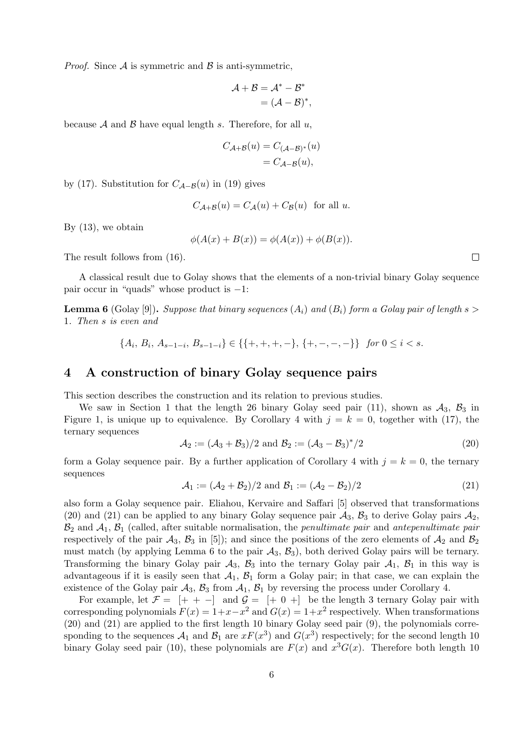*Proof.* Since $\mathcal{A}$ is symmetric and $\mathcal{B}$ is anti-symmetric,

$$\begin{aligned}\mathcal{A}+\mathcal{B} &= \mathcal{A}^* - \mathcal{B}^* \\ &= (\mathcal{A}-\mathcal{B})^*,\end{aligned}$$

because $\mathcal{A}$ and $\mathcal{B}$ have equal length $s$. Therefore, for all $u$,

$$\begin{aligned}C_{\mathcal{A}+\mathcal{B}}(u) &= C_{(\mathcal{A}-\mathcal{B})^*}(u) \\ &= C_{\mathcal{A}-\mathcal{B}}(u),\end{aligned}$$

by (17). Substitution for $C_{\mathcal{A}-\mathcal{B}}(u)$ in (19) gives

$$C_{\mathcal{A}+\mathcal{B}}(u) = C_{\mathcal{A}}(u) + C_{\mathcal{B}}(u) \quad \text{for all } u.$$

By (13), we obtain

$$\phi(A(x)+B(x)) = \phi(A(x)) + \phi(B(x)).$$

The result follows from (16). □

A classical result due to Golay shows that the elements of a non-trivial binary Golay sequence pair occur in "quads" whose product is $-1$:

**Lemma 6** (Golay [9]). *Suppose that binary sequences $(A_i)$ and $(B_i)$ form a Golay pair of length $s > 1$. Then $s$ is even and*

$$\{A_i,\, B_i,\, A_{s-1-i},\, B_{s-1-i}\} \in \{\{+,+,+,-\},\, \{+,-,-,-\}\} \quad \text{for } 0 \le i < s.$$

## 4 A construction of binary Golay sequence pairs

This section describes the construction and its relation to previous studies.

We saw in Section 1 that the length 26 binary Golay seed pair (11), shown as $\mathcal{A}_3$, $\mathcal{B}_3$ in Figure 1, is unique up to equivalence. By Corollary 4 with $j = k = 0$, together with (17), the ternary sequences

$$\mathcal{A}_2 := (\mathcal{A}_3 + \mathcal{B}_3)/2 \text{ and } \mathcal{B}_2 := (\mathcal{A}_3 - \mathcal{B}_3)^*/2 \tag{20}$$

form a Golay sequence pair. By a further application of Corollary 4 with $j = k = 0$, the ternary sequences

$$\mathcal{A}_1 := (\mathcal{A}_2 + \mathcal{B}_2)/2 \text{ and } \mathcal{B}_1 := (\mathcal{A}_2 - \mathcal{B}_2)/2 \tag{21}$$

also form a Golay sequence pair. Eliahou, Kervaire and Saffari [5] observed that transformations (20) and (21) can be applied to any binary Golay sequence pair $\mathcal{A}_3$, $\mathcal{B}_3$ to derive Golay pairs $\mathcal{A}_2$, $\mathcal{B}_2$ and $\mathcal{A}_1$, $\mathcal{B}_1$ (called, after suitable normalisation, the *penultimate pair* and *antepenultimate pair* respectively of the pair $\mathcal{A}_3$, $\mathcal{B}_3$ in [5]); and since the positions of the zero elements of $\mathcal{A}_2$ and $\mathcal{B}_2$ must match (by applying Lemma 6 to the pair $\mathcal{A}_3$, $\mathcal{B}_3$), both derived Golay pairs will be ternary. Transforming the binary Golay pair $\mathcal{A}_3$, $\mathcal{B}_3$ into the ternary Golay pair $\mathcal{A}_1$, $\mathcal{B}_1$ in this way is advantageous if it is easily seen that $\mathcal{A}_1$, $\mathcal{B}_1$ form a Golay pair; in that case, we can explain the existence of the Golay pair $\mathcal{A}_3$, $\mathcal{B}_3$ from $\mathcal{A}_1$, $\mathcal{B}_1$ by reversing the process under Corollary 4.

For example, let $\mathcal{F} = [+\ +\ -]$ and $\mathcal{G} = [+\ 0\ +]$ be the length 3 ternary Golay pair with corresponding polynomials $F(x) = 1+x-x^2$ and $G(x) = 1+x^2$ respectively. When transformations (20) and (21) are applied to the first length 10 binary Golay seed pair (9), the polynomials corresponding to the sequences $\mathcal{A}_1$ and $\mathcal{B}_1$ are $xF(x^3)$ and $G(x^3)$ respectively; for the second length 10 binary Golay seed pair (10), these polynomials are $F(x)$ and $x^3G(x)$. Therefore both length 10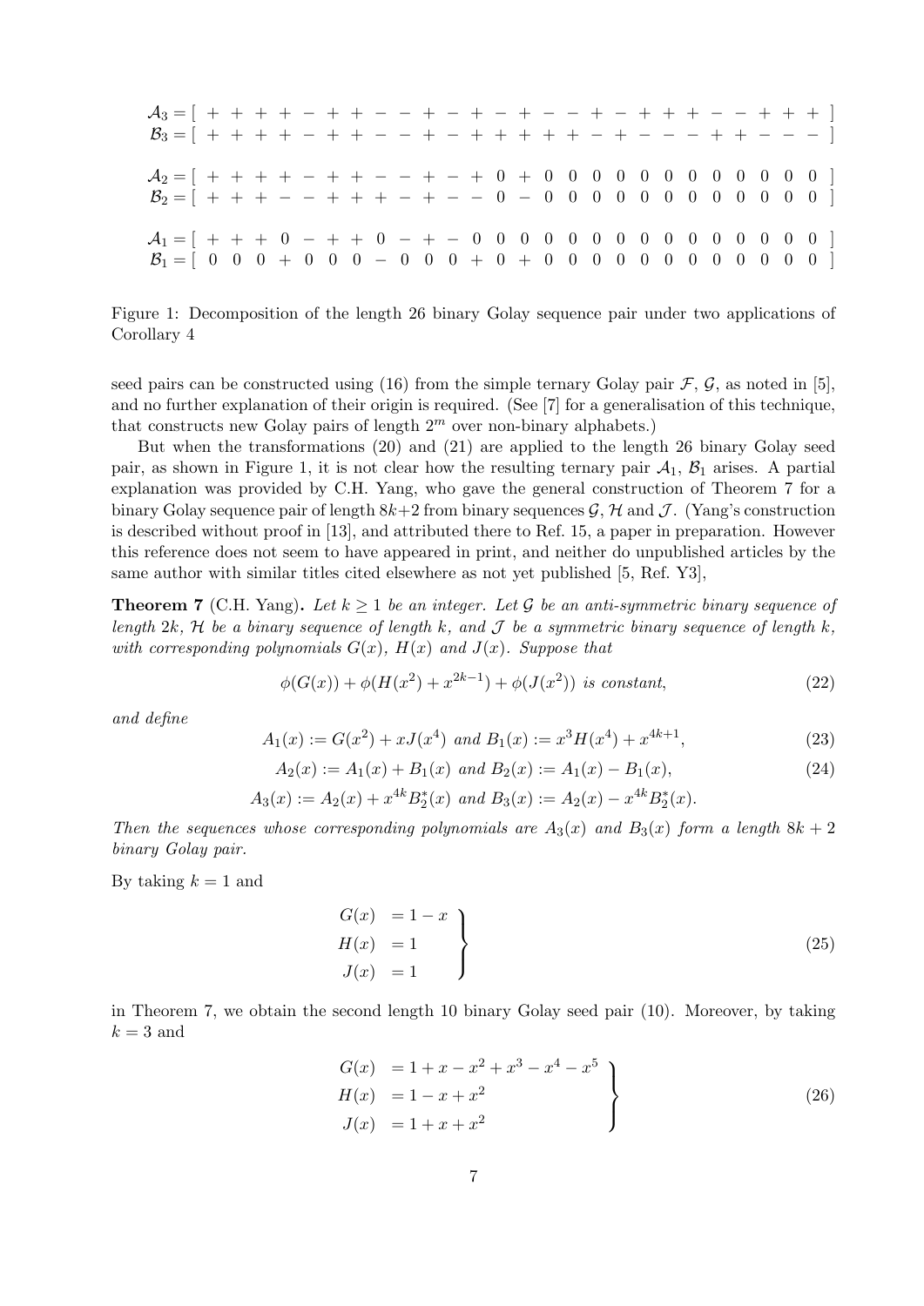$$
\begin{array}{l}
\mathcal{A}_3 = [\ + + + + - + + - - + - + - + - - + - + + + - - + + +\ ] \\
\mathcal{B}_3 = [\ + + + + - + + - - + - + + + + + - + - - - + + - - -\ ] \\
\\
\mathcal{A}_2 = [\ + + + + - + + - - + - + 0 + 0 0 0 0 0 0 0 0 0 0 0 0\ ] \\
\mathcal{B}_2 = [\ + + + - - + + + - + - - 0 - 0 0 0 0 0 0 0 0 0 0 0 0\ ] \\
\\
\mathcal{A}_1 = [\ + + + 0 - + + 0 - + - 0 0 0 0 0 0 0 0 0 0 0 0 0 0 0\ ] \\
\mathcal{B}_1 = [\ 0 0 0 + 0 0 0 - 0 0 0 + 0 + 0 0 0 0 0 0 0 0 0 0 0 0\ ]
\end{array}
$$

Figure 1: Decomposition of the length 26 binary Golay sequence pair under two applications of Corollary 4

seed pairs can be constructed using (16) from the simple ternary Golay pair $\mathcal{F}$, $\mathcal{G}$, as noted in [5], and no further explanation of their origin is required. (See [7] for a generalisation of this technique, that constructs new Golay pairs of length $2^m$ over non-binary alphabets.)

But when the transformations (20) and (21) are applied to the length 26 binary Golay seed pair, as shown in Figure 1, it is not clear how the resulting ternary pair $\mathcal{A}_1$, $\mathcal{B}_1$ arises. A partial explanation was provided by C.H. Yang, who gave the general construction of Theorem 7 for a binary Golay sequence pair of length $8k+2$ from binary sequences $\mathcal{G}$, $\mathcal{H}$ and $\mathcal{J}$. (Yang's construction is described without proof in [13], and attributed there to Ref. 15, a paper in preparation. However this reference does not seem to have appeared in print, and neither do unpublished articles by the same author with similar titles cited elsewhere as not yet published [5, Ref. Y3],

**Theorem 7** (C.H. Yang)**.** *Let $k \geq 1$ be an integer. Let $\mathcal{G}$ be an anti-symmetric binary sequence of length $2k$, $\mathcal{H}$ be a binary sequence of length $k$, and $\mathcal{J}$ be a symmetric binary sequence of length $k$, with corresponding polynomials $G(x)$, $H(x)$ and $J(x)$. Suppose that*

$$\phi(G(x)) + \phi(H(x^2) + x^{2k-1}) + \phi(J(x^2)) \text{ is constant,} \tag{22}$$

*and define*

$$A_1(x) := G(x^2) + xJ(x^4) \text{ and } B_1(x) := x^3H(x^4) + x^{4k+1}, \tag{23}$$

$$A_2(x) := A_1(x) + B_1(x) \text{ and } B_2(x) := A_1(x) - B_1(x), \tag{24}$$

$$A_3(x) := A_2(x) + x^{4k}B_2^*(x) \text{ and } B_3(x) := A_2(x) - x^{4k}B_2^*(x).$$

*Then the sequences whose corresponding polynomials are $A_3(x)$ and $B_3(x)$ form a length $8k+2$ binary Golay pair.*

By taking $k = 1$ and

$$\left.\begin{aligned} G(x) &= 1 - x \\ H(x) &= 1 \\ J(x) &= 1 \end{aligned}\right\} \tag{25}$$

in Theorem 7, we obtain the second length 10 binary Golay seed pair (10). Moreover, by taking $k = 3$ and

$$\left.\begin{aligned} G(x) &= 1 + x - x^2 + x^3 - x^4 - x^5 \\ H(x) &= 1 - x + x^2 \\ J(x) &= 1 + x + x^2 \end{aligned}\right\} \tag{26}$$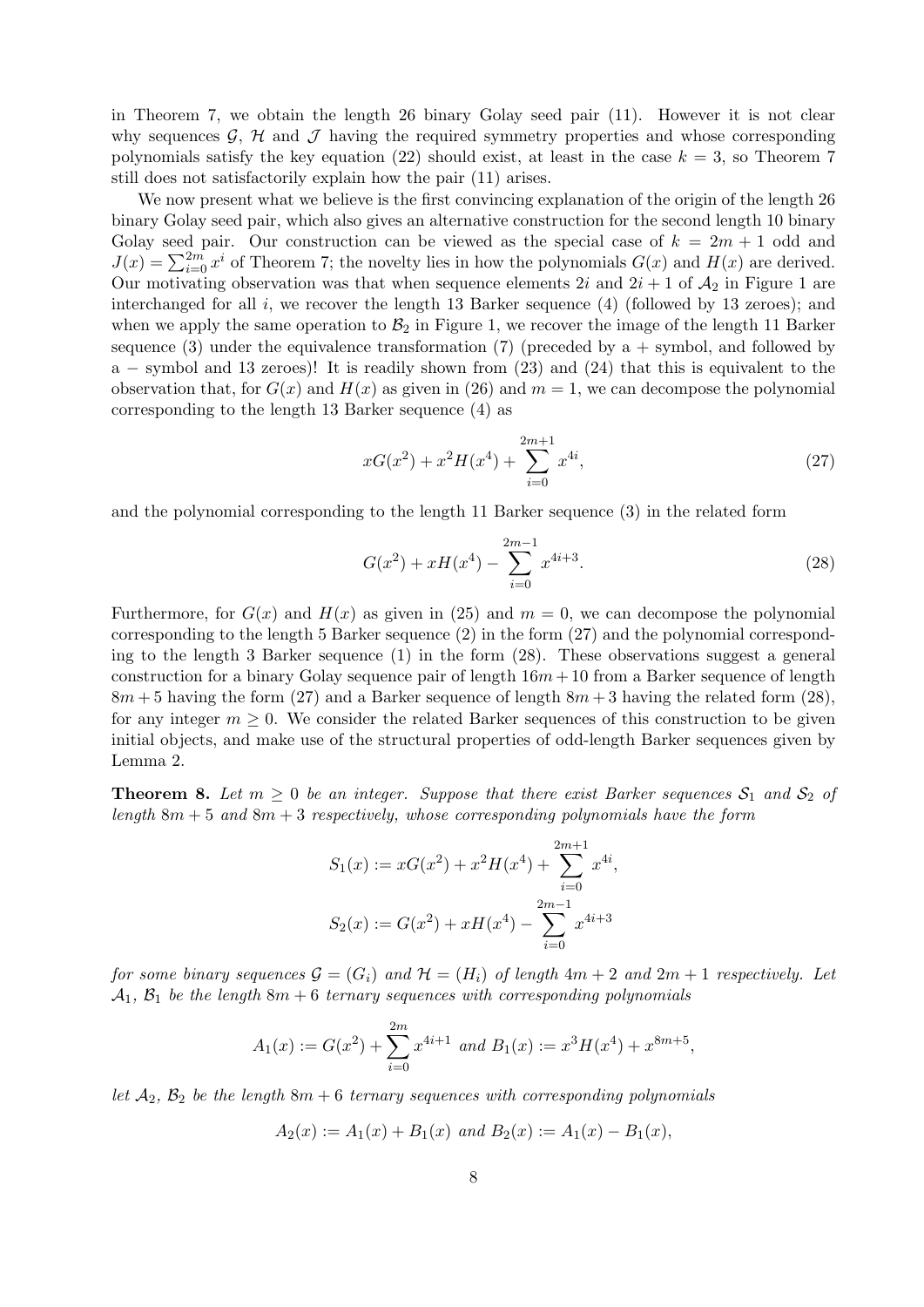in Theorem 7, we obtain the length 26 binary Golay seed pair (11). However it is not clear why sequences $\mathcal{G}$, $\mathcal{H}$ and $\mathcal{J}$ having the required symmetry properties and whose corresponding polynomials satisfy the key equation (22) should exist, at least in the case $k = 3$, so Theorem 7 still does not satisfactorily explain how the pair (11) arises.

We now present what we believe is the first convincing explanation of the origin of the length 26 binary Golay seed pair, which also gives an alternative construction for the second length 10 binary Golay seed pair. Our construction can be viewed as the special case of $k = 2m + 1$ odd and $J(x) = \sum_{i=0}^{2m} x^i$ of Theorem 7; the novelty lies in how the polynomials $G(x)$ and $H(x)$ are derived. Our motivating observation was that when sequence elements $2i$ and $2i+1$ of $\mathcal{A}_2$ in Figure 1 are interchanged for all $i$, we recover the length 13 Barker sequence (4) (followed by 13 zeroes); and when we apply the same operation to $\mathcal{B}_2$ in Figure 1, we recover the image of the length 11 Barker sequence (3) under the equivalence transformation (7) (preceded by a + symbol, and followed by a − symbol and 13 zeroes)! It is readily shown from (23) and (24) that this is equivalent to the observation that, for $G(x)$ and $H(x)$ as given in (26) and $m = 1$, we can decompose the polynomial corresponding to the length 13 Barker sequence (4) as

$$xG(x^2) + x^2 H(x^4) + \sum_{i=0}^{2m+1} x^{4i}, \tag{27}$$

and the polynomial corresponding to the length 11 Barker sequence (3) in the related form

$$G(x^2) + xH(x^4) - \sum_{i=0}^{2m-1} x^{4i+3}. \tag{28}$$

Furthermore, for $G(x)$ and $H(x)$ as given in (25) and $m = 0$, we can decompose the polynomial corresponding to the length 5 Barker sequence (2) in the form (27) and the polynomial corresponding to the length 3 Barker sequence (1) in the form (28). These observations suggest a general construction for a binary Golay sequence pair of length $16m+10$ from a Barker sequence of length $8m+5$ having the form (27) and a Barker sequence of length $8m+3$ having the related form (28), for any integer $m \geq 0$. We consider the related Barker sequences of this construction to be given initial objects, and make use of the structural properties of odd-length Barker sequences given by Lemma 2.

**Theorem 8.** *Let $m \geq 0$ be an integer. Suppose that there exist Barker sequences $\mathcal{S}_1$ and $\mathcal{S}_2$ of length $8m+5$ and $8m+3$ respectively, whose corresponding polynomials have the form*

$$S_1(x) := xG(x^2) + x^2 H(x^4) + \sum_{i=0}^{2m+1} x^{4i},$$

$$S_2(x) := G(x^2) + xH(x^4) - \sum_{i=0}^{2m-1} x^{4i+3}$$

*for some binary sequences $\mathcal{G} = (G_i)$ and $\mathcal{H} = (H_i)$ of length $4m+2$ and $2m+1$ respectively. Let $\mathcal{A}_1$, $\mathcal{B}_1$ be the length $8m+6$ ternary sequences with corresponding polynomials*

$$A_1(x) := G(x^2) + \sum_{i=0}^{2m} x^{4i+1} \text{ and } B_1(x) := x^3 H(x^4) + x^{8m+5},$$

*let $\mathcal{A}_2$, $\mathcal{B}_2$ be the length $8m+6$ ternary sequences with corresponding polynomials*

$$A_2(x) := A_1(x) + B_1(x) \text{ and } B_2(x) := A_1(x) - B_1(x),$$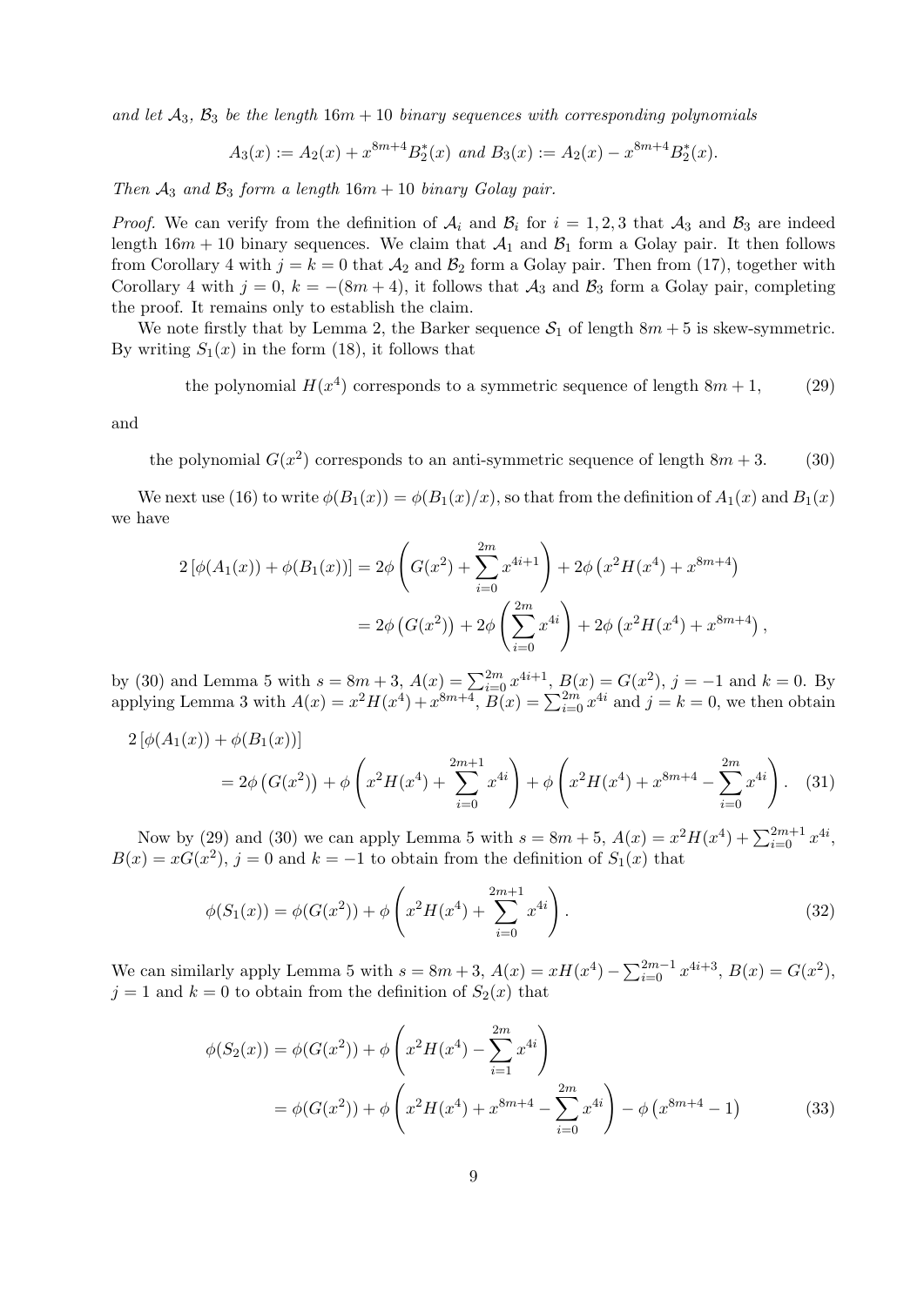*and let $\mathcal{A}_3$, $\mathcal{B}_3$ be the length $16m + 10$ binary sequences with corresponding polynomials*

$$A_3(x) := A_2(x) + x^{8m+4} B_2^*(x) \text{ and } B_3(x) := A_2(x) - x^{8m+4} B_2^*(x).$$

*Then $\mathcal{A}_3$ and $\mathcal{B}_3$ form a length $16m + 10$ binary Golay pair.*

*Proof.* We can verify from the definition of $\mathcal{A}_i$ and $\mathcal{B}_i$ for $i = 1, 2, 3$ that $\mathcal{A}_3$ and $\mathcal{B}_3$ are indeed length $16m + 10$ binary sequences. We claim that $\mathcal{A}_1$ and $\mathcal{B}_1$ form a Golay pair. It then follows from Corollary 4 with $j = k = 0$ that $\mathcal{A}_2$ and $\mathcal{B}_2$ form a Golay pair. Then from (17), together with Corollary 4 with $j = 0$, $k = -(8m + 4)$, it follows that $\mathcal{A}_3$ and $\mathcal{B}_3$ form a Golay pair, completing the proof. It remains only to establish the claim.

We note firstly that by Lemma 2, the Barker sequence $\mathcal{S}_1$ of length $8m + 5$ is skew-symmetric. By writing $S_1(x)$ in the form (18), it follows that

$$\text{the polynomial } H(x^4) \text{ corresponds to a symmetric sequence of length } 8m + 1, \tag{29}$$

and

$$\text{the polynomial } G(x^2) \text{ corresponds to an anti-symmetric sequence of length } 8m + 3. \tag{30}$$

We next use (16) to write $\phi(B_1(x)) = \phi(B_1(x)/x)$, so that from the definition of $A_1(x)$ and $B_1(x)$ we have

$$\begin{aligned}
2\left[\phi(A_1(x)) + \phi(B_1(x))\right] &= 2\phi\left(G(x^2) + \sum_{i=0}^{2m} x^{4i+1}\right) + 2\phi\left(x^2 H(x^4) + x^{8m+4}\right) \\
&= 2\phi\left(G(x^2)\right) + 2\phi\left(\sum_{i=0}^{2m} x^{4i}\right) + 2\phi\left(x^2 H(x^4) + x^{8m+4}\right),
\end{aligned}$$

by (30) and Lemma 5 with $s = 8m + 3$, $A(x) = \sum_{i=0}^{2m} x^{4i+1}$, $B(x) = G(x^2)$, $j = -1$ and $k = 0$. By applying Lemma 3 with $A(x) = x^2 H(x^4) + x^{8m+4}$, $B(x) = \sum_{i=0}^{2m} x^{4i}$ and $j = k = 0$, we then obtain

$$\begin{aligned}
&2\left[\phi(A_1(x)) + \phi(B_1(x))\right] \\
&\quad = 2\phi\left(G(x^2)\right) + \phi\left(x^2 H(x^4) + \sum_{i=0}^{2m+1} x^{4i}\right) + \phi\left(x^2 H(x^4) + x^{8m+4} - \sum_{i=0}^{2m} x^{4i}\right).
\end{aligned} \tag{31}$$

Now by (29) and (30) we can apply Lemma 5 with $s = 8m + 5$, $A(x) = x^2 H(x^4) + \sum_{i=0}^{2m+1} x^{4i}$, $B(x) = xG(x^2)$, $j = 0$ and $k = -1$ to obtain from the definition of $S_1(x)$ that

$$\phi(S_1(x)) = \phi(G(x^2)) + \phi\left(x^2 H(x^4) + \sum_{i=0}^{2m+1} x^{4i}\right). \tag{32}$$

We can similarly apply Lemma 5 with $s = 8m + 3$, $A(x) = xH(x^4) - \sum_{i=0}^{2m-1} x^{4i+3}$, $B(x) = G(x^2)$, $j = 1$ and $k = 0$ to obtain from the definition of $S_2(x)$ that

$$\begin{aligned}
\phi(S_2(x)) &= \phi(G(x^2)) + \phi\left(x^2 H(x^4) - \sum_{i=1}^{2m} x^{4i}\right) \\
&= \phi(G(x^2)) + \phi\left(x^2 H(x^4) + x^{8m+4} - \sum_{i=0}^{2m} x^{4i}\right) - \phi\left(x^{8m+4} - 1\right)
\end{aligned} \tag{33}$$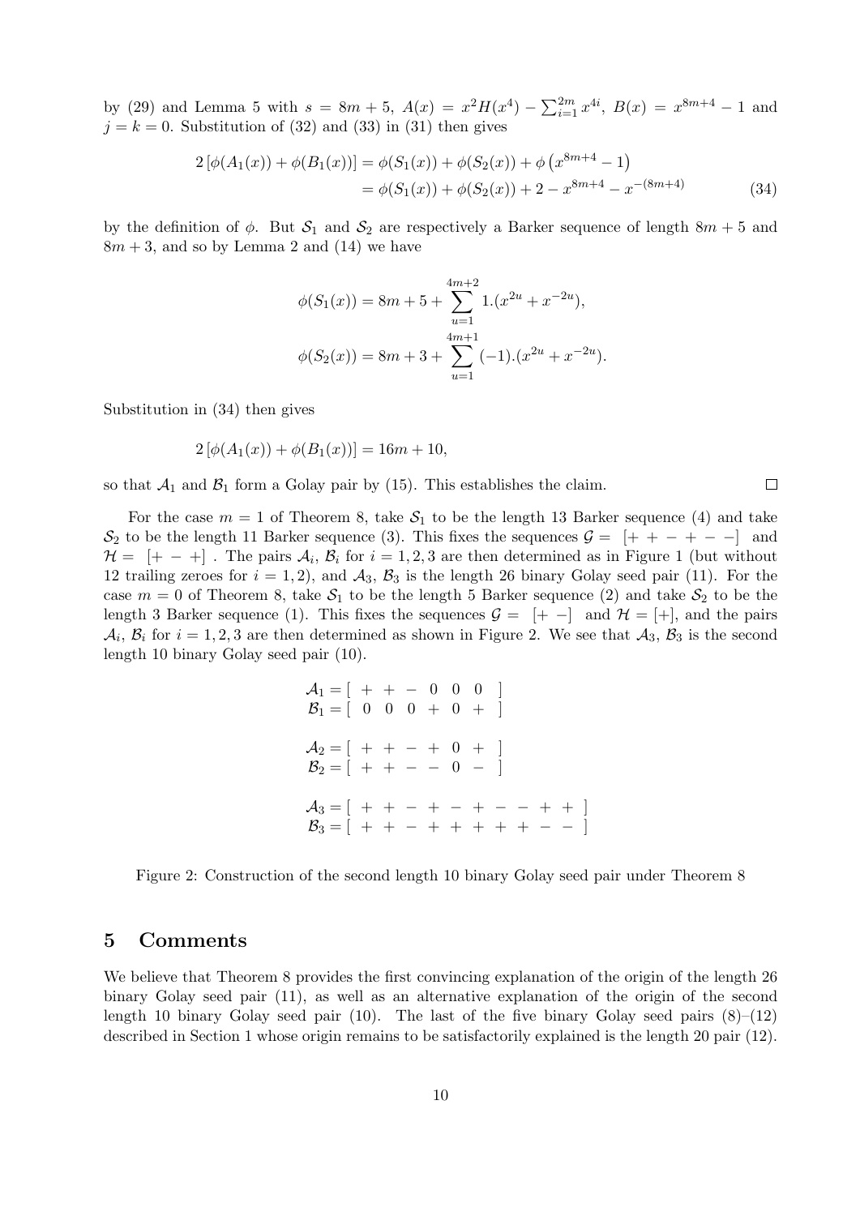by (29) and Lemma 5 with $s = 8m+5$, $A(x) = x^2 H(x^4) - \sum_{i=1}^{2m} x^{4i}$, $B(x) = x^{8m+4} - 1$ and $j = k = 0$. Substitution of (32) and (33) in (31) then gives

$$
\begin{aligned}
2\left[\phi(A_1(x)) + \phi(B_1(x))\right] &= \phi(S_1(x)) + \phi(S_2(x)) + \phi\left(x^{8m+4} - 1\right) \\
&= \phi(S_1(x)) + \phi(S_2(x)) + 2 - x^{8m+4} - x^{-(8m+4)} \qquad (34)
\end{aligned}
$$

by the definition of $\phi$. But $\mathcal{S}_1$ and $\mathcal{S}_2$ are respectively a Barker sequence of length $8m+5$ and $8m+3$, and so by Lemma 2 and (14) we have

$$
\phi(S_1(x)) = 8m + 5 + \sum_{u=1}^{4m+2} 1.(x^{2u} + x^{-2u}),
$$

$$
\phi(S_2(x)) = 8m + 3 + \sum_{u=1}^{4m+1} (-1).(x^{2u} + x^{-2u}).
$$

Substitution in (34) then gives

$$
2\left[\phi(A_1(x)) + \phi(B_1(x))\right] = 16m + 10,
$$

so that $\mathcal{A}_1$ and $\mathcal{B}_1$ form a Golay pair by (15). This establishes the claim. □

For the case $m = 1$ of Theorem 8, take $\mathcal{S}_1$ to be the length 13 Barker sequence (4) and take $\mathcal{S}_2$ to be the length 11 Barker sequence (3). This fixes the sequences $\mathcal{G} = [+ + - + - -]$ and $\mathcal{H} = [+ - +]$. The pairs $\mathcal{A}_i$, $\mathcal{B}_i$ for $i = 1, 2, 3$ are then determined as in Figure 1 (but without 12 trailing zeroes for $i = 1, 2$), and $\mathcal{A}_3$, $\mathcal{B}_3$ is the length 26 binary Golay seed pair (11). For the case $m = 0$ of Theorem 8, take $\mathcal{S}_1$ to be the length 5 Barker sequence (2) and take $\mathcal{S}_2$ to be the length 3 Barker sequence (1). This fixes the sequences $\mathcal{G} = [+ -]$ and $\mathcal{H} = [+]$, and the pairs $\mathcal{A}_i$, $\mathcal{B}_i$ for $i = 1, 2, 3$ are then determined as shown in Figure 2. We see that $\mathcal{A}_3$, $\mathcal{B}_3$ is the second length 10 binary Golay seed pair (10).

$$
\begin{aligned}
\mathcal{A}_1 &= [\ +\ +\ -\ 0\ 0\ 0\ ] \\
\mathcal{B}_1 &= [\ 0\ 0\ 0\ +\ 0\ +\ ] \\
\\
\mathcal{A}_2 &= [\ +\ +\ -\ +\ 0\ +\ ] \\
\mathcal{B}_2 &= [\ +\ +\ -\ -\ 0\ -\ ] \\
\\
\mathcal{A}_3 &= [\ +\ +\ -\ +\ -\ +\ -\ -\ +\ +\ ] \\
\mathcal{B}_3 &= [\ +\ +\ -\ +\ +\ +\ +\ +\ -\ -\ ]
\end{aligned}
$$

Figure 2: Construction of the second length 10 binary Golay seed pair under Theorem 8

## 5 Comments

We believe that Theorem 8 provides the first convincing explanation of the origin of the length 26 binary Golay seed pair (11), as well as an alternative explanation of the origin of the second length 10 binary Golay seed pair (10). The last of the five binary Golay seed pairs (8)–(12) described in Section 1 whose origin remains to be satisfactorily explained is the length 20 pair (12).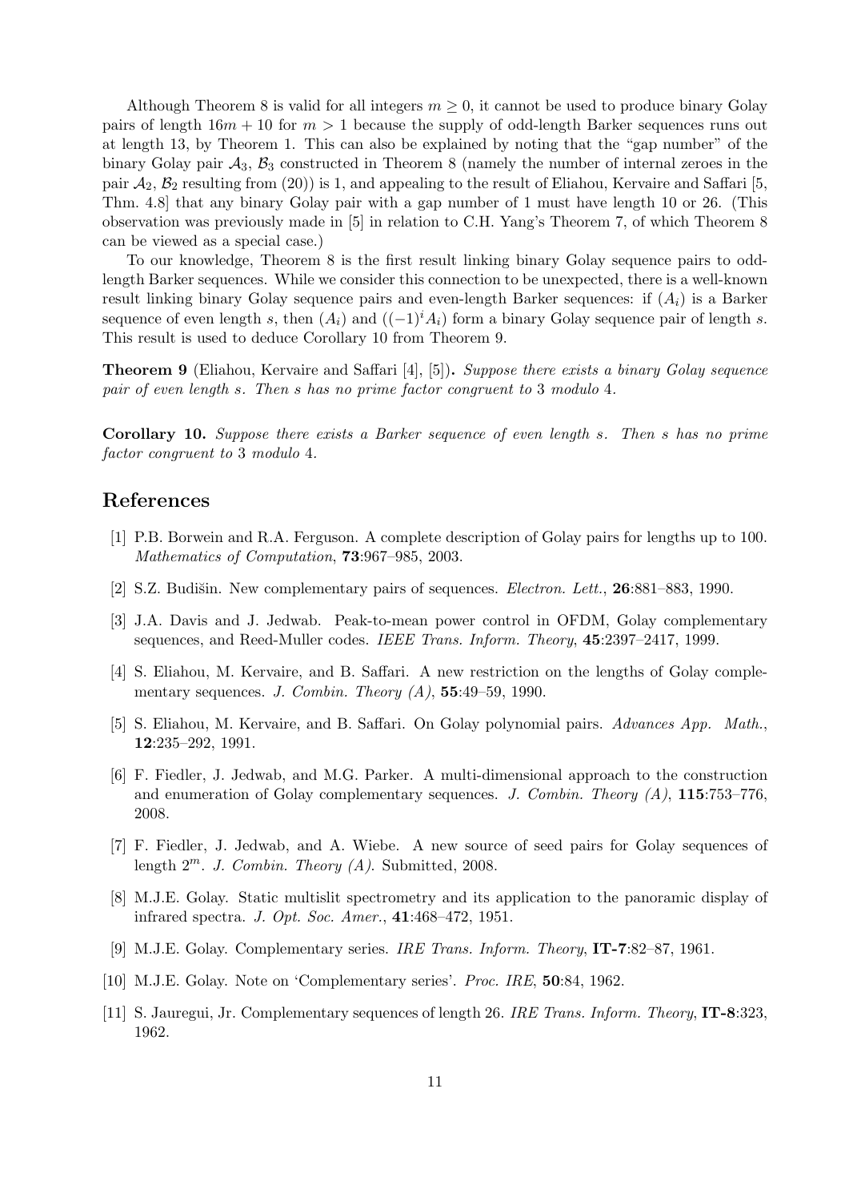Although Theorem 8 is valid for all integers $m \geq 0$, it cannot be used to produce binary Golay pairs of length $16m + 10$ for $m > 1$ because the supply of odd-length Barker sequences runs out at length 13, by Theorem 1. This can also be explained by noting that the "gap number" of the binary Golay pair $\mathcal{A}_3$, $\mathcal{B}_3$ constructed in Theorem 8 (namely the number of internal zeroes in the pair $\mathcal{A}_2$, $\mathcal{B}_2$ resulting from (20)) is 1, and appealing to the result of Eliahou, Kervaire and Saffari [5, Thm. 4.8] that any binary Golay pair with a gap number of 1 must have length 10 or 26. (This observation was previously made in [5] in relation to C.H. Yang's Theorem 7, of which Theorem 8 can be viewed as a special case.)

To our knowledge, Theorem 8 is the first result linking binary Golay sequence pairs to odd-length Barker sequences. While we consider this connection to be unexpected, there is a well-known result linking binary Golay sequence pairs and even-length Barker sequences: if $(A_i)$ is a Barker sequence of even length $s$, then $(A_i)$ and $((-1)^i A_i)$ form a binary Golay sequence pair of length $s$. This result is used to deduce Corollary 10 from Theorem 9.

**Theorem 9** (Eliahou, Kervaire and Saffari [4], [5])**.** *Suppose there exists a binary Golay sequence pair of even length $s$. Then $s$ has no prime factor congruent to 3 modulo 4.*

**Corollary 10.** *Suppose there exists a Barker sequence of even length $s$. Then $s$ has no prime factor congruent to 3 modulo 4.*

## References

[1] P.B. Borwein and R.A. Ferguson. A complete description of Golay pairs for lengths up to 100. *Mathematics of Computation*, **73**:967–985, 2003.

[2] S.Z. Budišin. New complementary pairs of sequences. *Electron. Lett.*, **26**:881–883, 1990.

[3] J.A. Davis and J. Jedwab. Peak-to-mean power control in OFDM, Golay complementary sequences, and Reed-Muller codes. *IEEE Trans. Inform. Theory*, **45**:2397–2417, 1999.

[4] S. Eliahou, M. Kervaire, and B. Saffari. A new restriction on the lengths of Golay complementary sequences. *J. Combin. Theory (A)*, **55**:49–59, 1990.

[5] S. Eliahou, M. Kervaire, and B. Saffari. On Golay polynomial pairs. *Advances App. Math.*, **12**:235–292, 1991.

[6] F. Fiedler, J. Jedwab, and M.G. Parker. A multi-dimensional approach to the construction and enumeration of Golay complementary sequences. *J. Combin. Theory (A)*, **115**:753–776, 2008.

[7] F. Fiedler, J. Jedwab, and A. Wiebe. A new source of seed pairs for Golay sequences of length $2^m$. *J. Combin. Theory (A)*. Submitted, 2008.

[8] M.J.E. Golay. Static multislit spectrometry and its application to the panoramic display of infrared spectra. *J. Opt. Soc. Amer.*, **41**:468–472, 1951.

[9] M.J.E. Golay. Complementary series. *IRE Trans. Inform. Theory*, **IT-7**:82–87, 1961.

[10] M.J.E. Golay. Note on 'Complementary series'. *Proc. IRE*, **50**:84, 1962.

[11] S. Jauregui, Jr. Complementary sequences of length 26. *IRE Trans. Inform. Theory*, **IT-8**:323, 1962.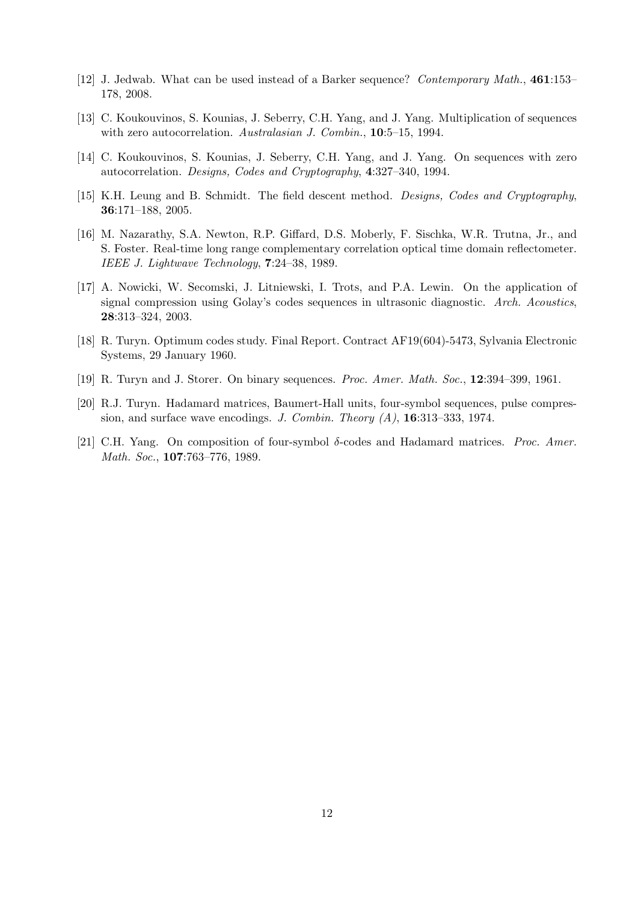[12] J. Jedwab. What can be used instead of a Barker sequence? *Contemporary Math.*, **461**:153–178, 2008.

[13] C. Koukouvinos, S. Kounias, J. Seberry, C.H. Yang, and J. Yang. Multiplication of sequences with zero autocorrelation. *Australasian J. Combin.*, **10**:5–15, 1994.

[14] C. Koukouvinos, S. Kounias, J. Seberry, C.H. Yang, and J. Yang. On sequences with zero autocorrelation. *Designs, Codes and Cryptography*, **4**:327–340, 1994.

[15] K.H. Leung and B. Schmidt. The field descent method. *Designs, Codes and Cryptography*, **36**:171–188, 2005.

[16] M. Nazarathy, S.A. Newton, R.P. Giffard, D.S. Moberly, F. Sischka, W.R. Trutna, Jr., and S. Foster. Real-time long range complementary correlation optical time domain reflectometer. *IEEE J. Lightwave Technology*, **7**:24–38, 1989.

[17] A. Nowicki, W. Secomski, J. Litniewski, I. Trots, and P.A. Lewin. On the application of signal compression using Golay's codes sequences in ultrasonic diagnostic. *Arch. Acoustics*, **28**:313–324, 2003.

[18] R. Turyn. Optimum codes study. Final Report. Contract AF19(604)-5473, Sylvania Electronic Systems, 29 January 1960.

[19] R. Turyn and J. Storer. On binary sequences. *Proc. Amer. Math. Soc.*, **12**:394–399, 1961.

[20] R.J. Turyn. Hadamard matrices, Baumert-Hall units, four-symbol sequences, pulse compression, and surface wave encodings. *J. Combin. Theory (A)*, **16**:313–333, 1974.

[21] C.H. Yang. On composition of four-symbol $\delta$-codes and Hadamard matrices. *Proc. Amer. Math. Soc.*, **107**:763–776, 1989.